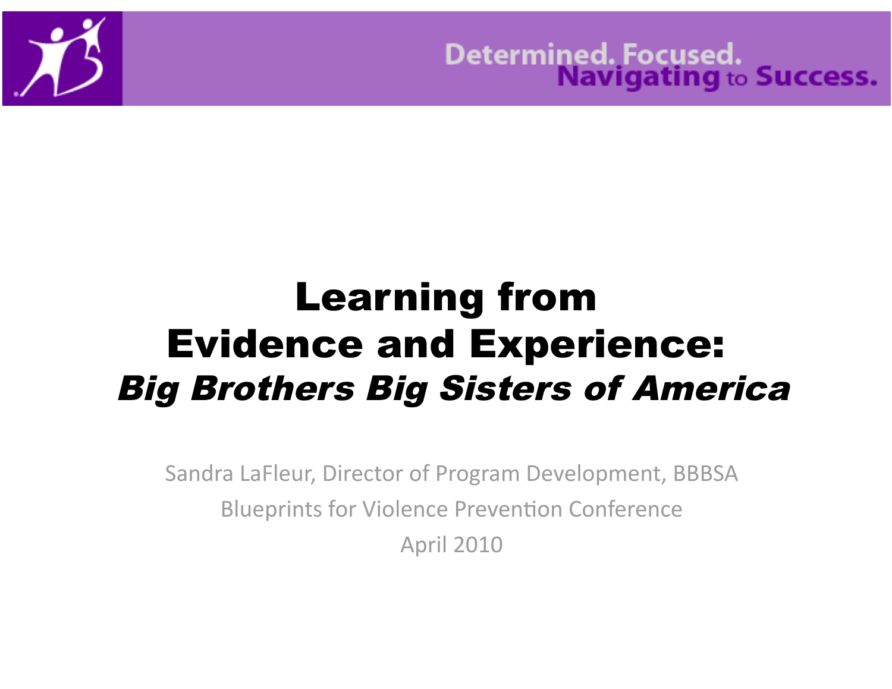Determined. Focused. Navigating to Success.

# Learning from Evidence and Experience: *Big Brothers Big Sisters of America*

Sandra LaFleur, Director of Program Development, BBBSA

Blueprints for Violence Prevention Conference

April 2010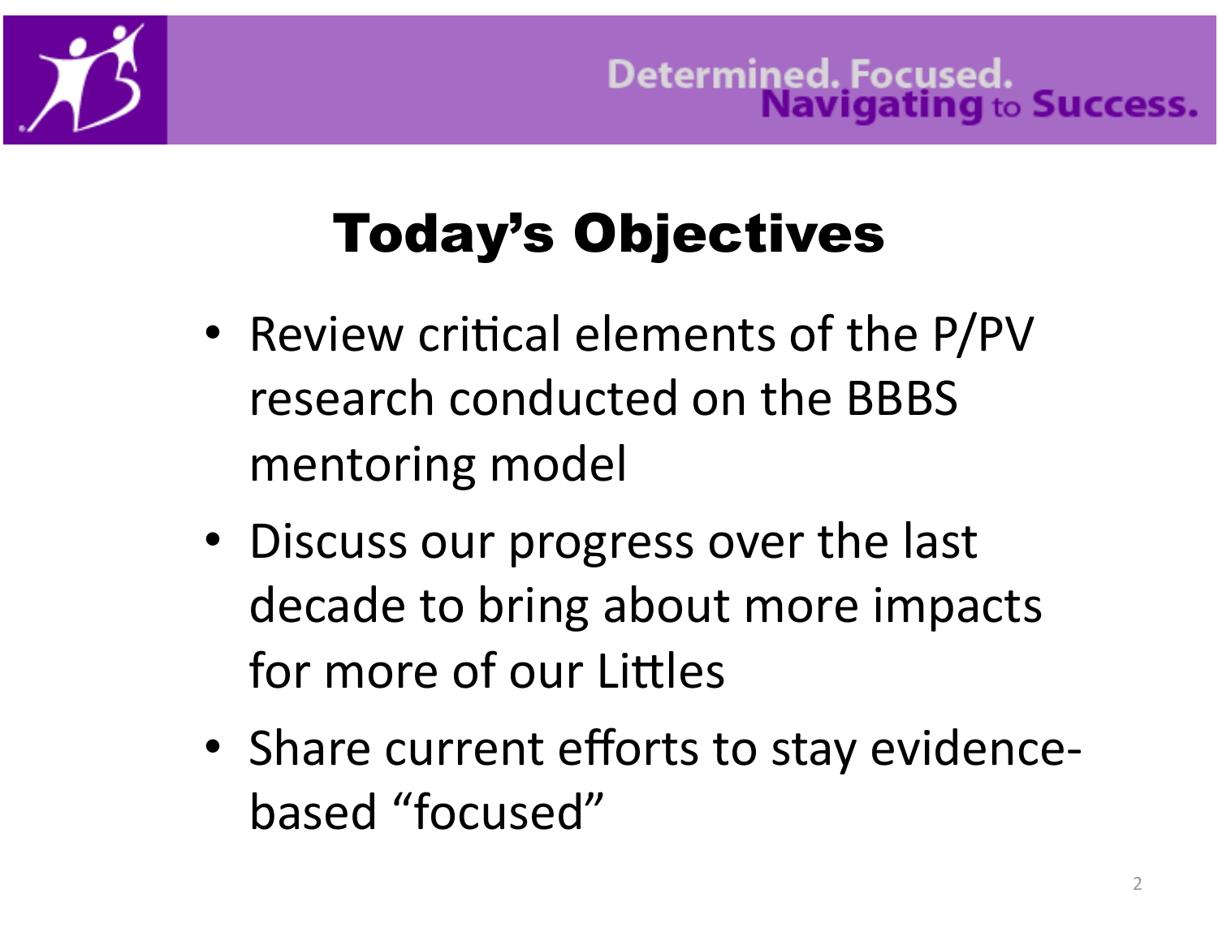# Today's Objectives

- Review critical elements of the P/PV research conducted on the BBBS mentoring model
- Discuss our progress over the last decade to bring about more impacts for more of our Littles
- Share current efforts to stay evidence-based "focused"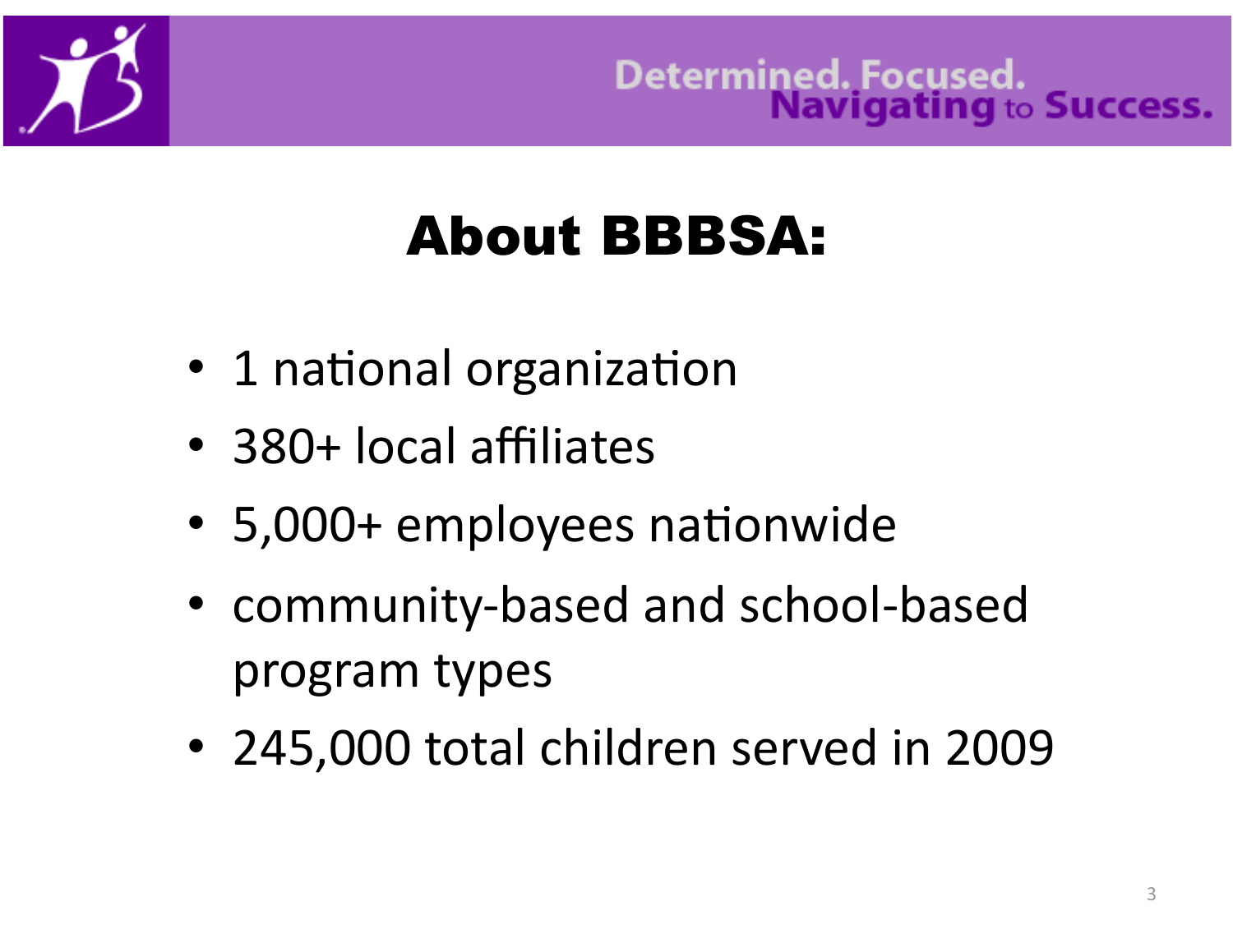# About BBBSA:

- 1 national organization
- 380+ local affiliates
- 5,000+ employees nationwide
- community-based and school-based program types
- 245,000 total children served in 2009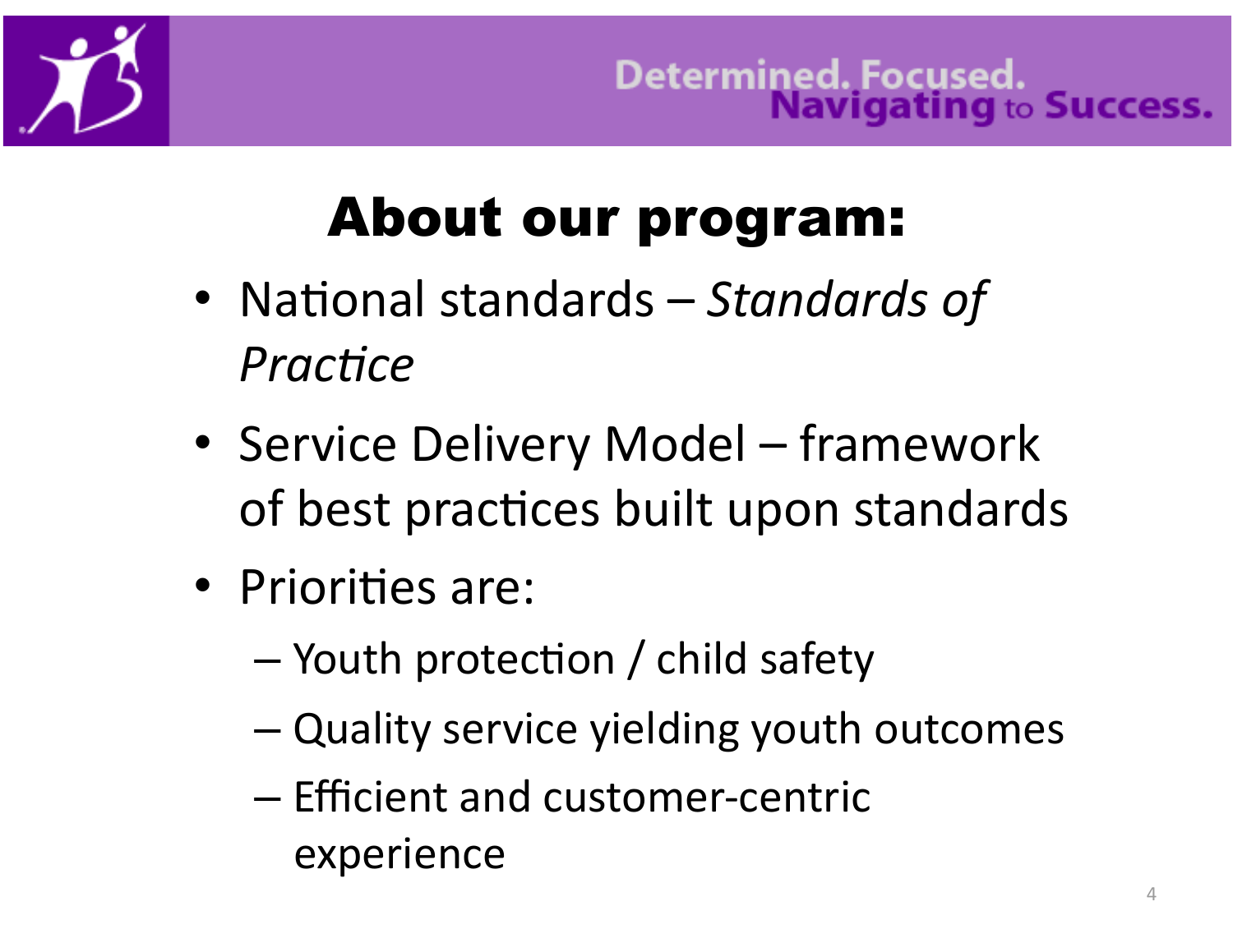Determined. Focused. **Navigating** to **Success.**

# About our program:

- National standards – *Standards of Practice*
- Service Delivery Model – framework of best practices built upon standards
- Priorities are:
  - Youth protection / child safety
  - Quality service yielding youth outcomes
  - Efficient and customer-centric experience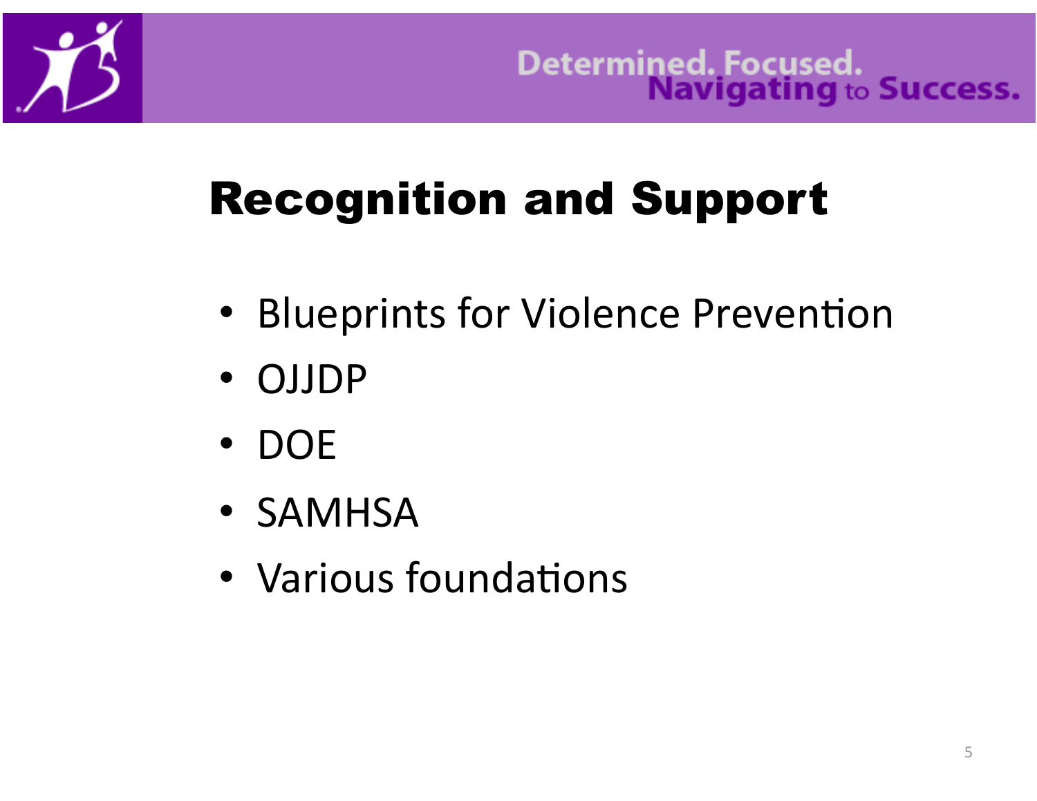# Recognition and Support

- Blueprints for Violence Prevention
- OJJDP
- DOE
- SAMHSA
- Various foundations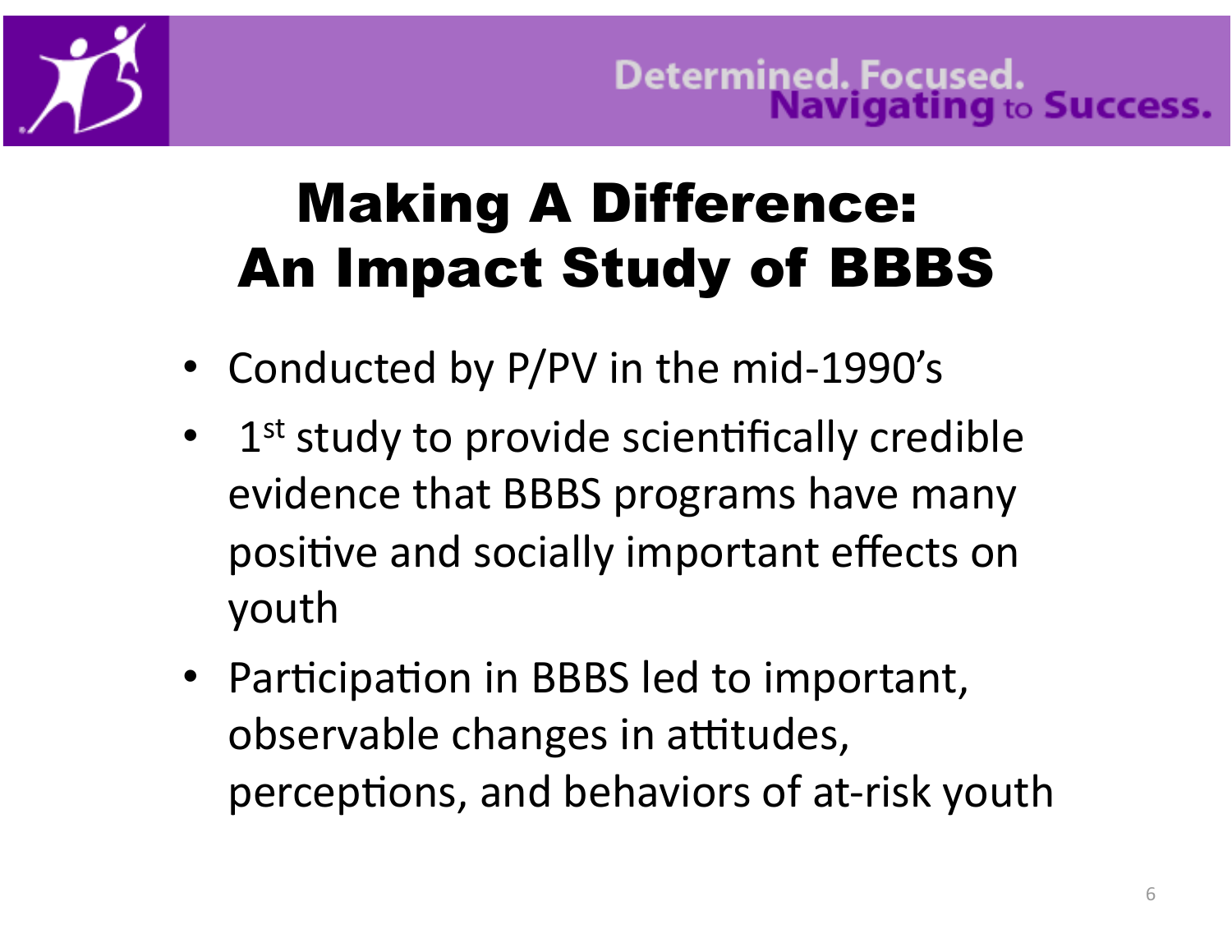# Making A Difference: An Impact Study of BBBS

- Conducted by P/PV in the mid-1990's
- 1st study to provide scientifically credible evidence that BBBS programs have many positive and socially important effects on youth
- Participation in BBBS led to important, observable changes in attitudes, perceptions, and behaviors of at-risk youth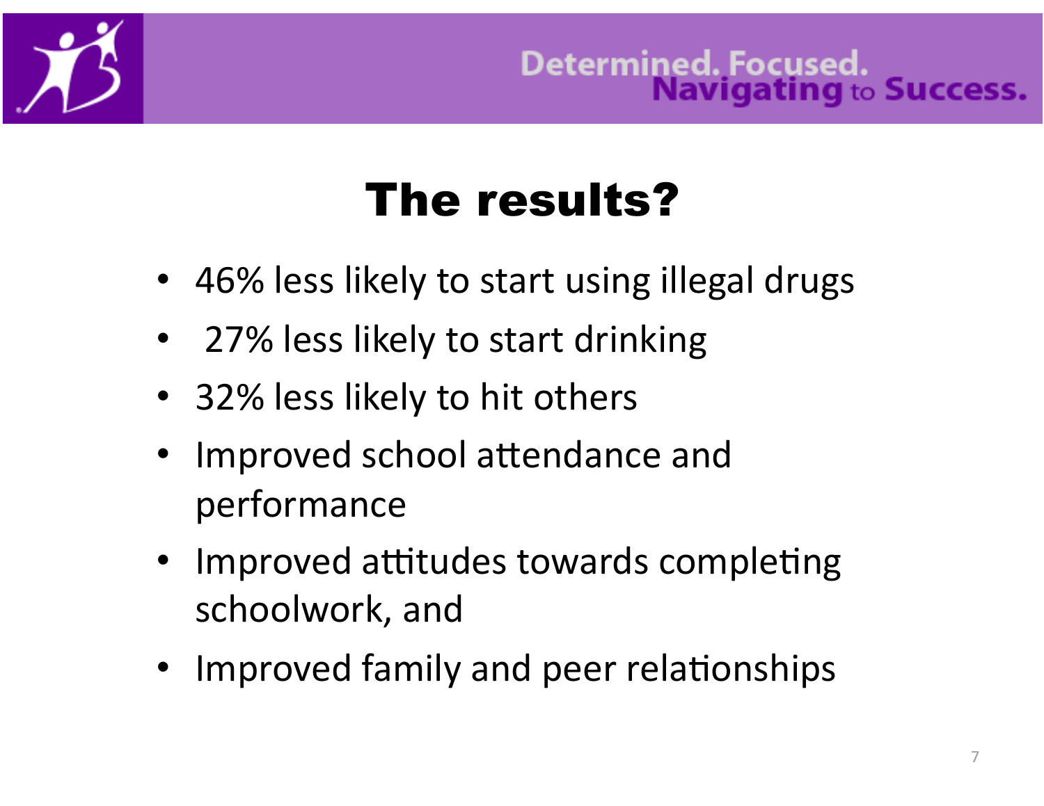Determined. Focused. Navigating to Success.

# The results?

- 46% less likely to start using illegal drugs
- 27% less likely to start drinking
- 32% less likely to hit others
- Improved school attendance and performance
- Improved attitudes towards completing schoolwork, and
- Improved family and peer relationships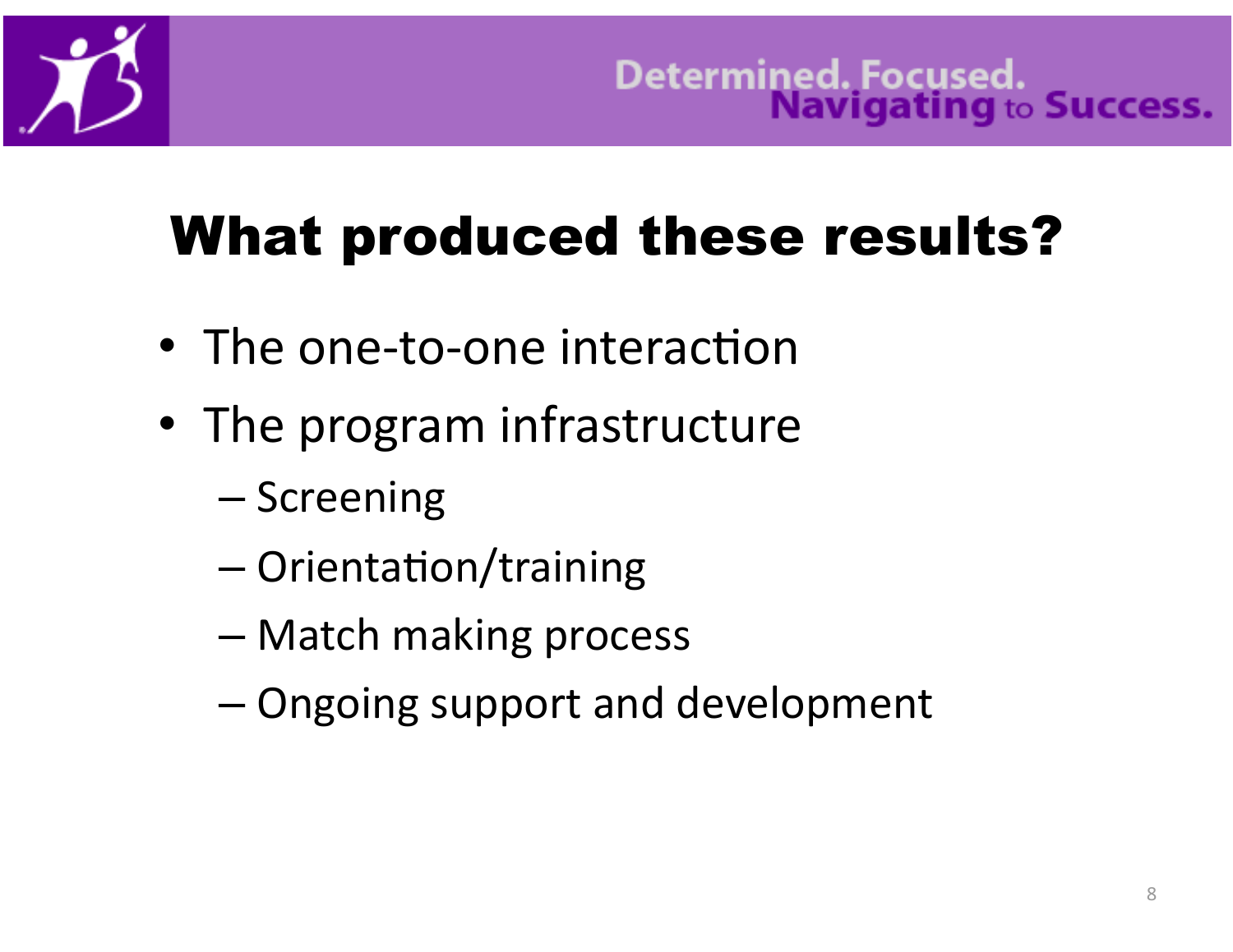# What produced these results?

- The one-to-one interaction
- The program infrastructure
  - Screening
  - Orientation/training
  - Match making process
  - Ongoing support and development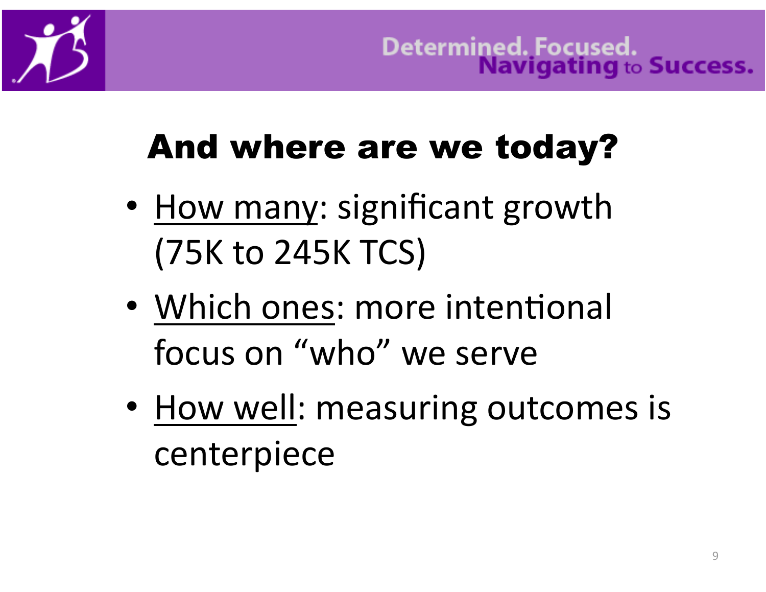# And where are we today?

- How many: significant growth (75K to 245K TCS)
- Which ones: more intentional focus on "who" we serve
- How well: measuring outcomes is centerpiece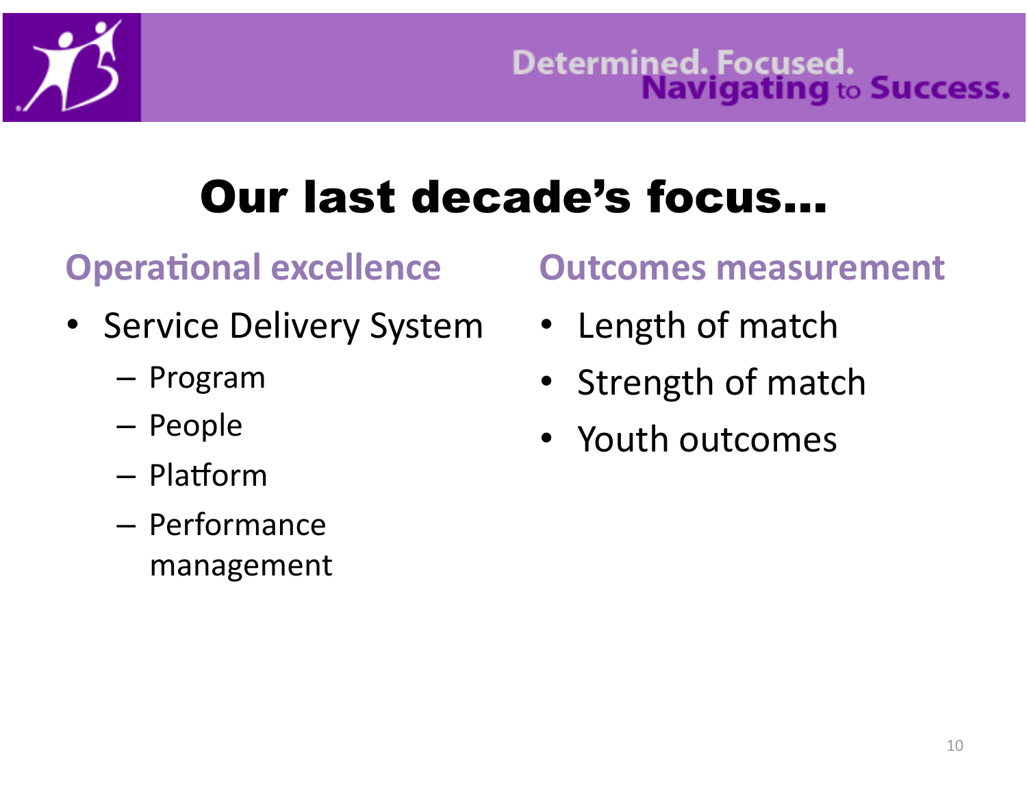Determined. Focused. Navigating to Success.

# Our last decade's focus…

## Operational excellence

- Service Delivery System
  - Program
  - People
  - Platform
  - Performance management

## Outcomes measurement

- Length of match
- Strength of match
- Youth outcomes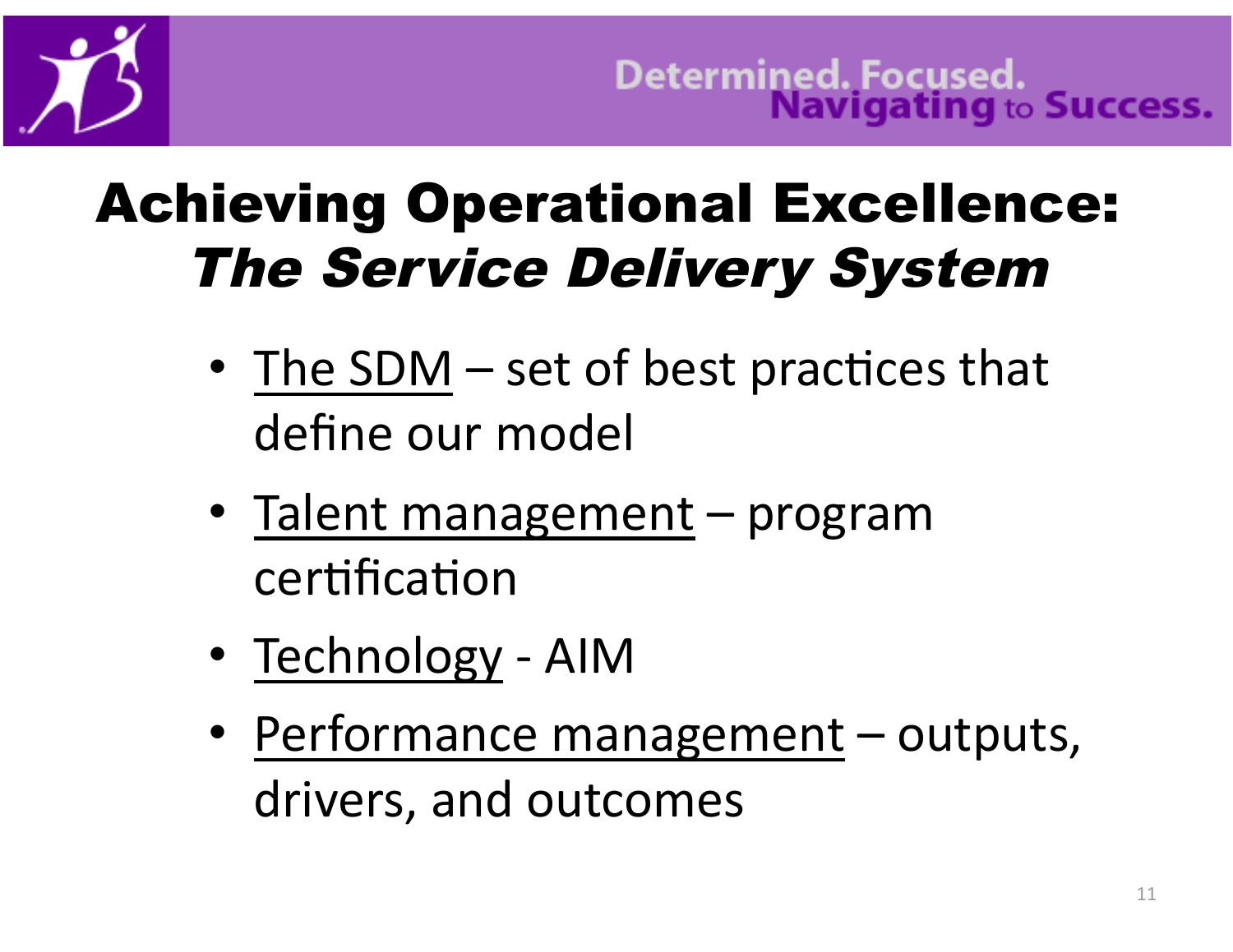Determined. Focused. Navigating to Success.

# Achieving Operational Excellence: *The Service Delivery System*

- The SDM – set of best practices that define our model
- Talent management – program certification
- Technology - AIM
- Performance management – outputs, drivers, and outcomes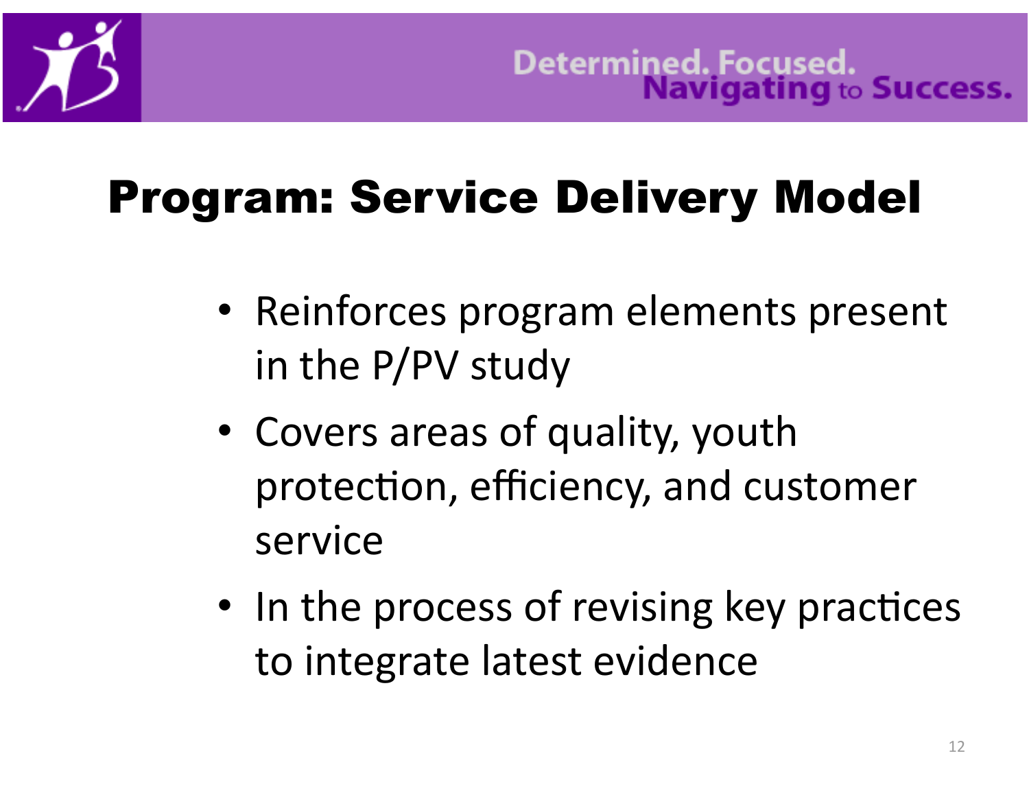## Program: Service Delivery Model

- Reinforces program elements present in the P/PV study
- Covers areas of quality, youth protection, efficiency, and customer service
- In the process of revising key practices to integrate latest evidence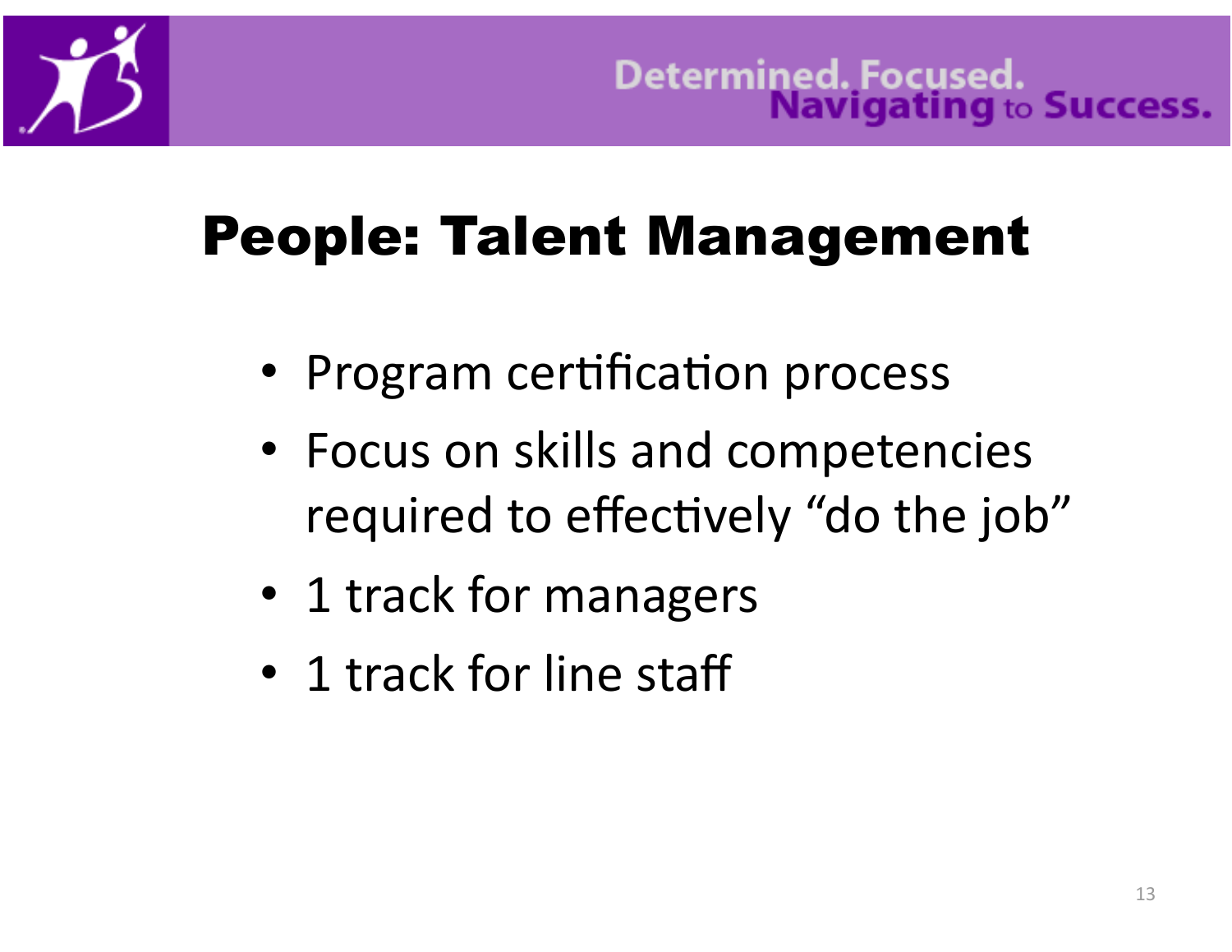# People: Talent Management

- Program certification process
- Focus on skills and competencies required to effectively "do the job"
- 1 track for managers
- 1 track for line staff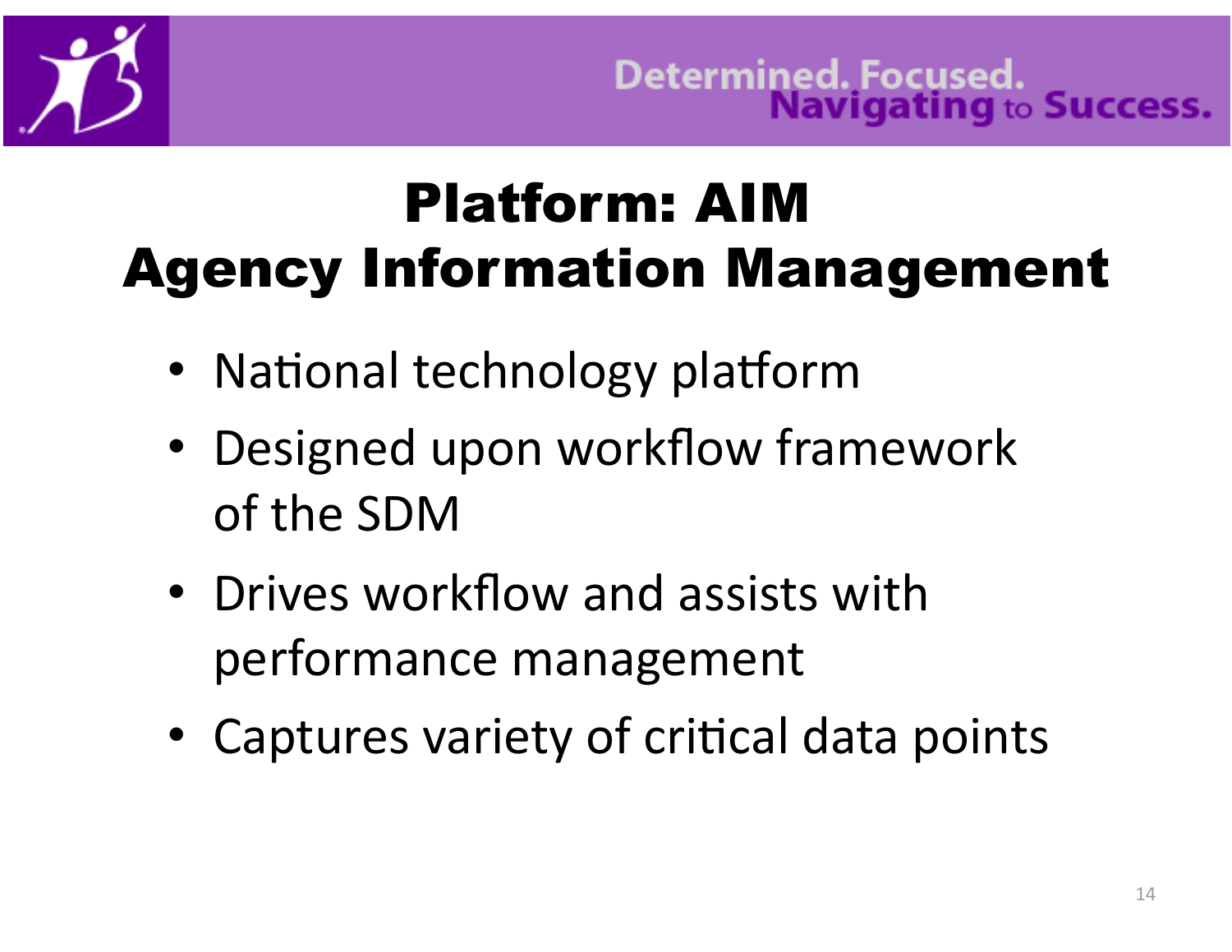# Platform: AIM
# Agency Information Management

- National technology platform
- Designed upon workflow framework of the SDM
- Drives workflow and assists with performance management
- Captures variety of critical data points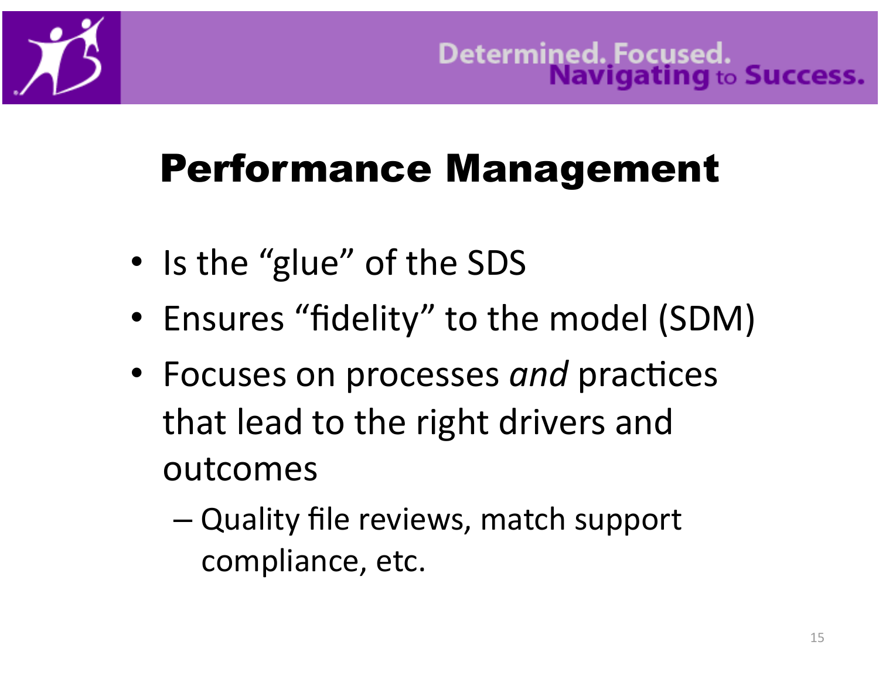# Performance Management

- Is the "glue" of the SDS
- Ensures "fidelity" to the model (SDM)
- Focuses on processes *and* practices that lead to the right drivers and outcomes
  - Quality file reviews, match support compliance, etc.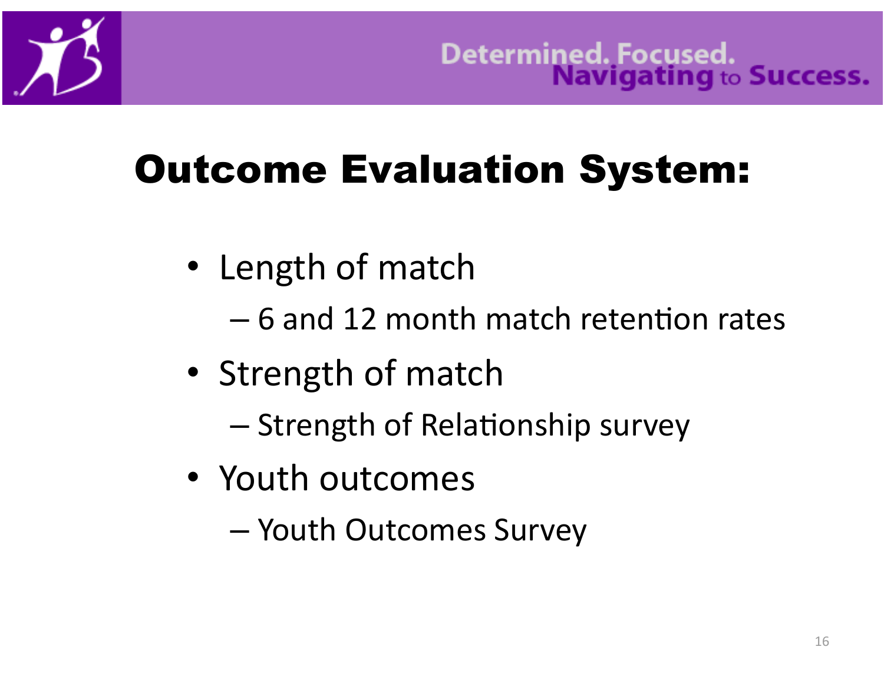# Outcome Evaluation System:

- Length of match
  - 6 and 12 month match retention rates
- Strength of match
  - Strength of Relationship survey
- Youth outcomes
  - Youth Outcomes Survey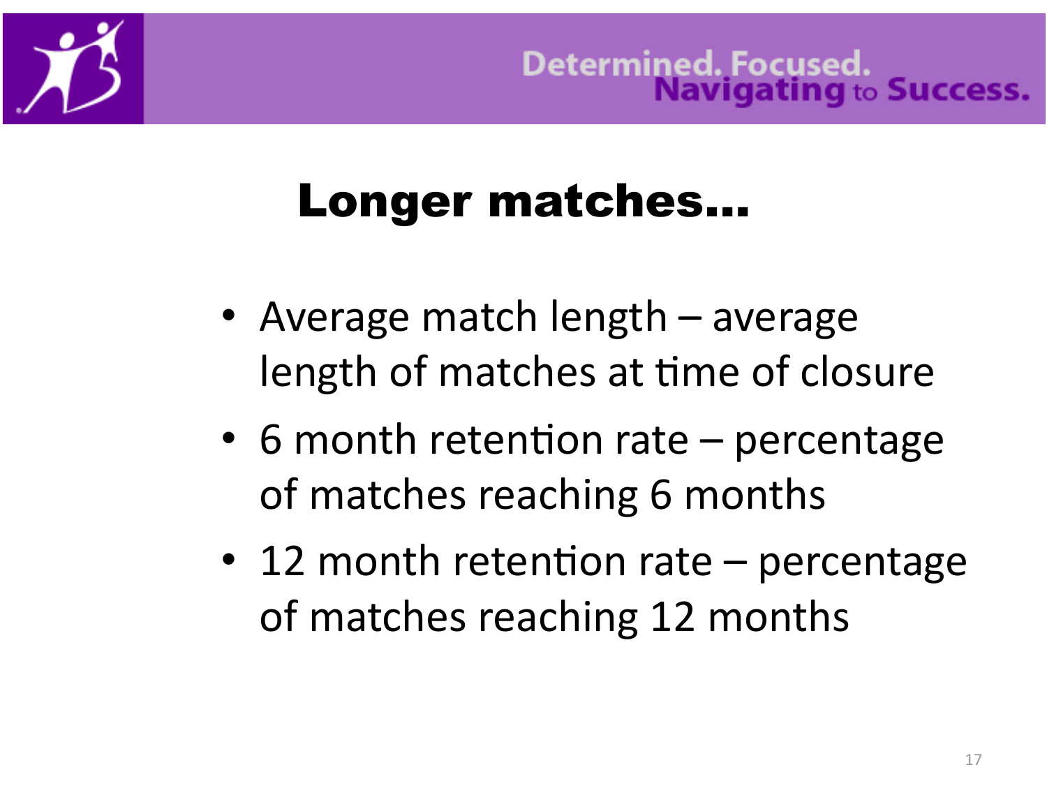Determined. Focused. Navigating to Success.

# Longer matches…

- Average match length – average length of matches at time of closure
- 6 month retention rate – percentage of matches reaching 6 months
- 12 month retention rate – percentage of matches reaching 12 months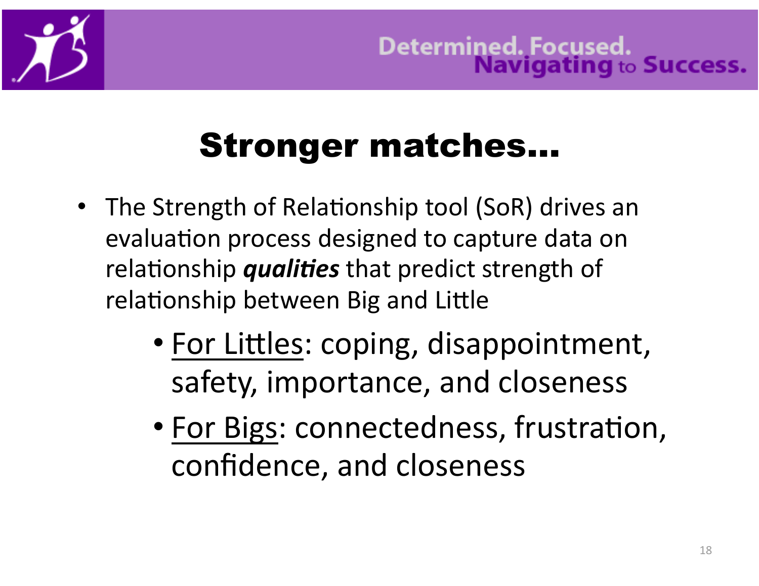Determined. Focused. Navigating to Success.

# Stronger matches…

- The Strength of Relationship tool (SoR) drives an evaluation process designed to capture data on relationship ***qualities*** that predict strength of relationship between Big and Little
  - <u>For Littles</u>: coping, disappointment, safety, importance, and closeness
  - <u>For Bigs</u>: connectedness, frustration, confidence, and closeness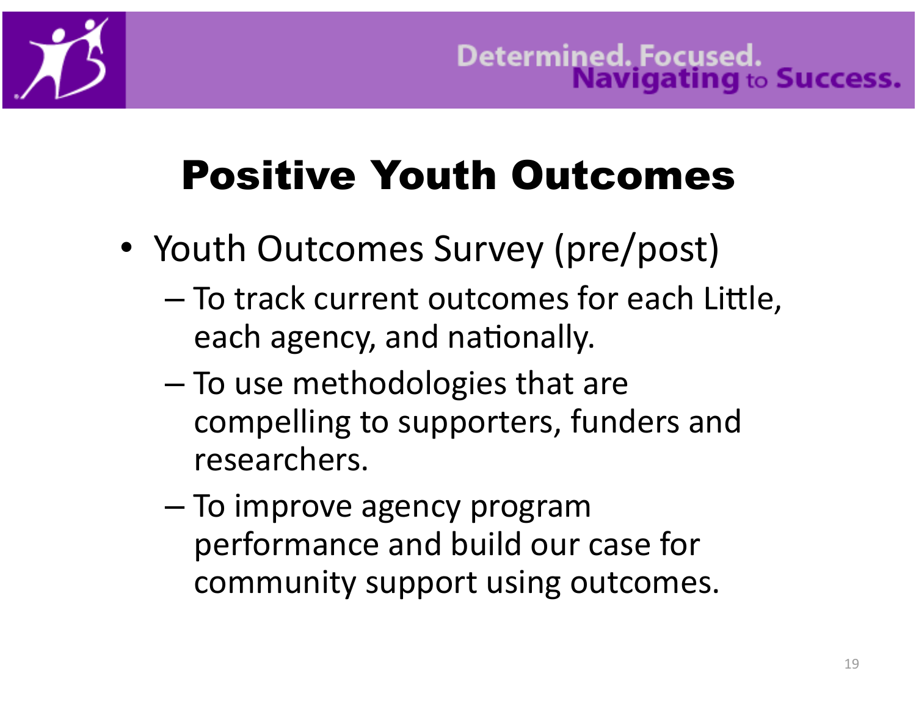Determined. Focused. Navigating to Success.

# Positive Youth Outcomes

- Youth Outcomes Survey (pre/post)
  - To track current outcomes for each Little, each agency, and nationally.
  - To use methodologies that are compelling to supporters, funders and researchers.
  - To improve agency program performance and build our case for community support using outcomes.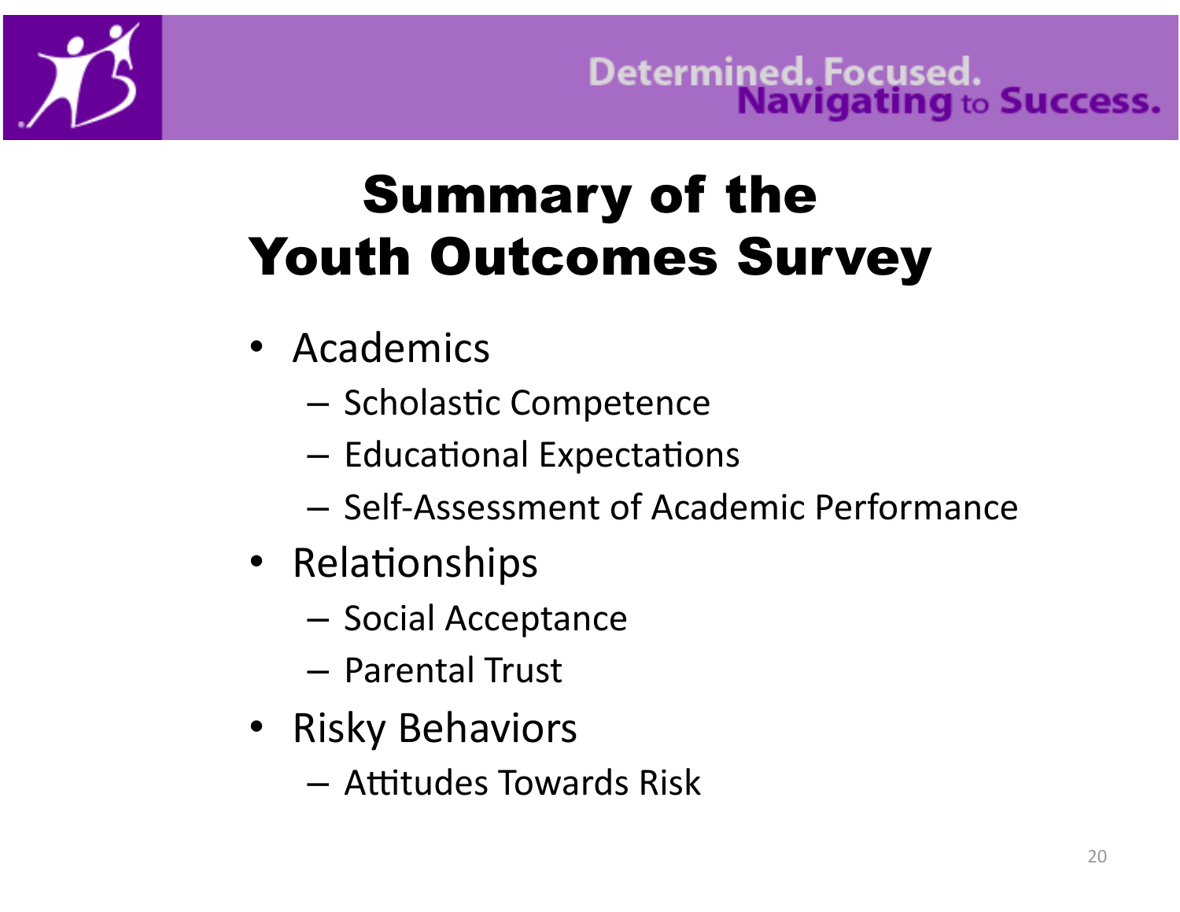# Summary of the Youth Outcomes Survey

- Academics
  - Scholastic Competence
  - Educational Expectations
  - Self-Assessment of Academic Performance
- Relationships
  - Social Acceptance
  - Parental Trust
- Risky Behaviors
  - Attitudes Towards Risk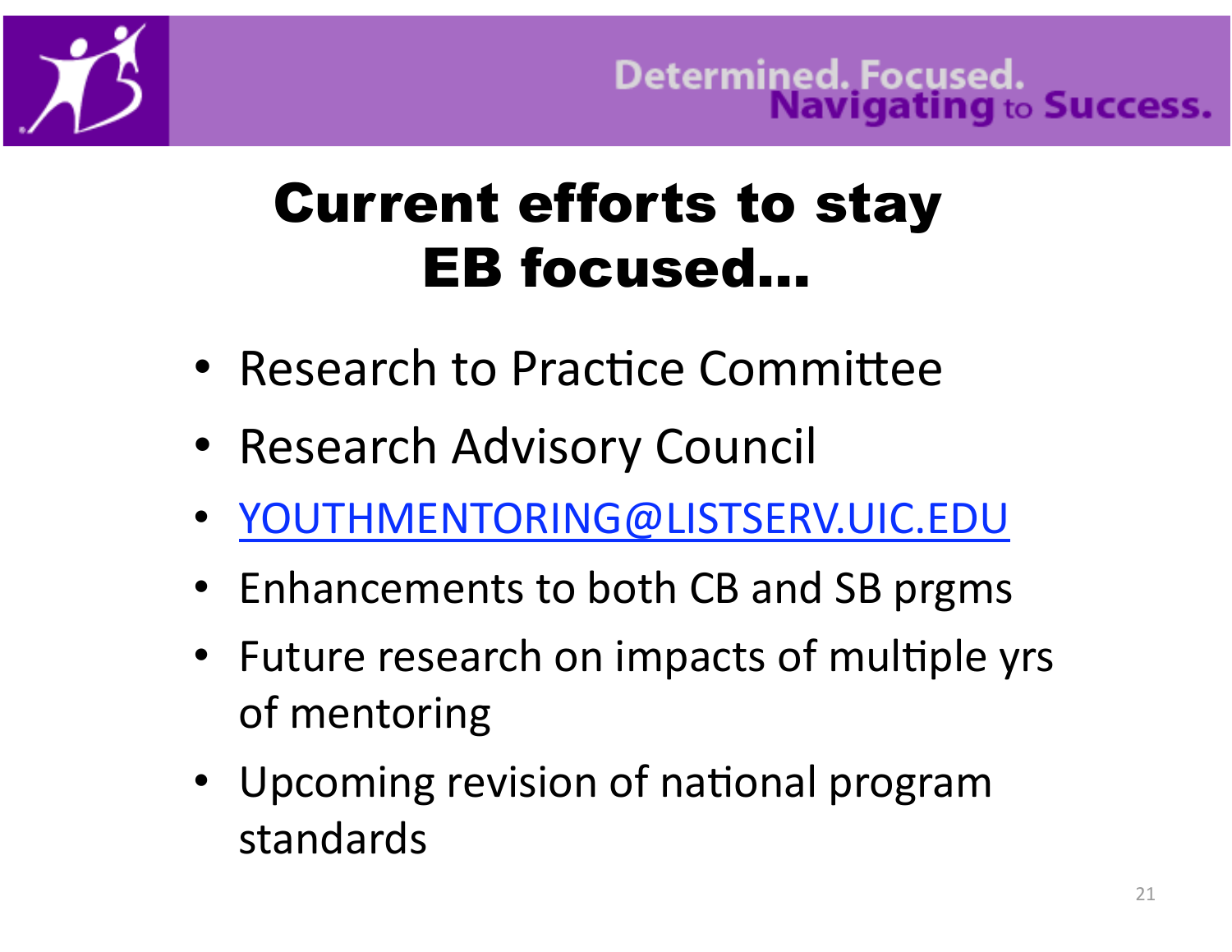Determined. Focused. Navigating to Success.

# Current efforts to stay EB focused…

- Research to Practice Committee
- Research Advisory Council
- YOUTHMENTORING@LISTSERV.UIC.EDU
- Enhancements to both CB and SB prgms
- Future research on impacts of multiple yrs of mentoring
- Upcoming revision of national program standards